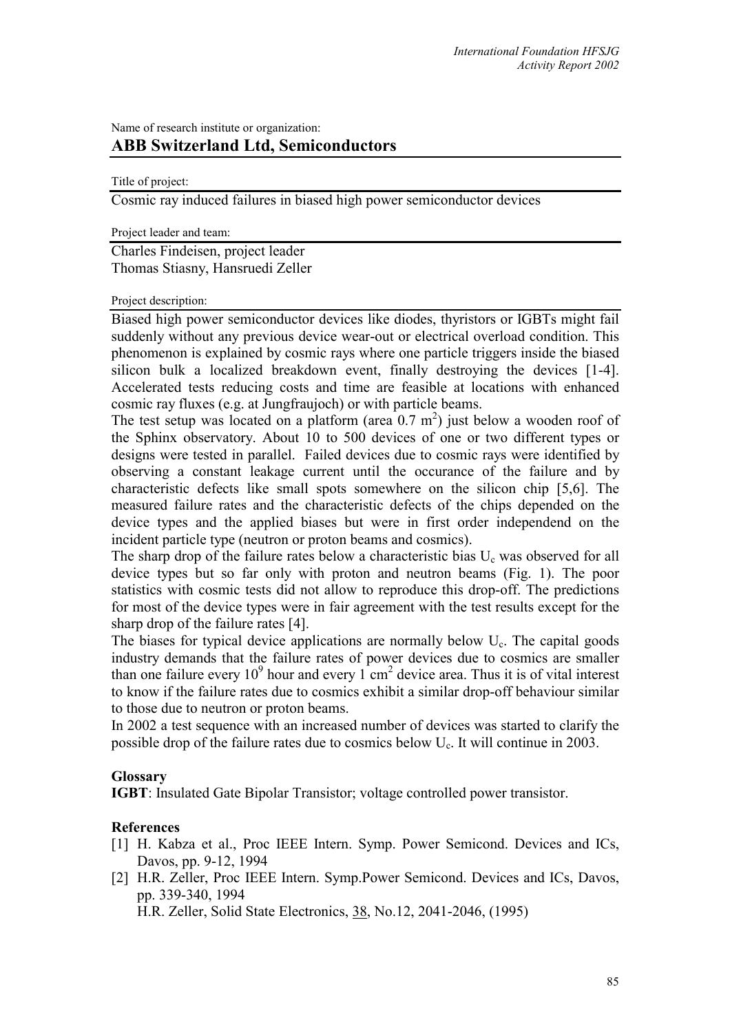Name of research institute or organization:

## ABB Switzerland Ltd, Semiconductors

Title of project:

Cosmic ray induced failures in biased high power semiconductor devices

Project leader and team:

Charles Findeisen, project leader
Thomas Stiasny, Hansruedi Zeller

Project description:

Biased high power semiconductor devices like diodes, thyristors or IGBTs might fail suddenly without any previous device wear-out or electrical overload condition. This phenomenon is explained by cosmic rays where one particle triggers inside the biased silicon bulk a localized breakdown event, finally destroying the devices [1-4]. Accelerated tests reducing costs and time are feasible at locations with enhanced cosmic ray fluxes (e.g. at Jungfraujoch) or with particle beams.

The test setup was located on a platform (area 0.7 $m^2$) just below a wooden roof of the Sphinx observatory. About 10 to 500 devices of one or two different types or designs were tested in parallel. Failed devices due to cosmic rays were identified by observing a constant leakage current until the occurance of the failure and by characteristic defects like small spots somewhere on the silicon chip [5,6]. The measured failure rates and the characteristic defects of the chips depended on the device types and the applied biases but were in first order independend on the incident particle type (neutron or proton beams and cosmics).

The sharp drop of the failure rates below a characteristic bias $U_c$ was observed for all device types but so far only with proton and neutron beams (Fig. 1). The poor statistics with cosmic tests did not allow to reproduce this drop-off. The predictions for most of the device types were in fair agreement with the test results except for the sharp drop of the failure rates [4].

The biases for typical device applications are normally below $U_c$. The capital goods industry demands that the failure rates of power devices due to cosmics are smaller than one failure every $10^9$ hour and every 1 $cm^2$ device area. Thus it is of vital interest to know if the failure rates due to cosmics exhibit a similar drop-off behaviour similar to those due to neutron or proton beams.

In 2002 a test sequence with an increased number of devices was started to clarify the possible drop of the failure rates due to cosmics below $U_c$. It will continue in 2003.

### Glossary

**IGBT**: Insulated Gate Bipolar Transistor; voltage controlled power transistor.

### References

[1] H. Kabza et al., Proc IEEE Intern. Symp. Power Semicond. Devices and ICs, Davos, pp. 9-12, 1994

[2] H.R. Zeller, Proc IEEE Intern. Symp.Power Semicond. Devices and ICs, Davos, pp. 339-340, 1994
H.R. Zeller, Solid State Electronics, 38, No.12, 2041-2046, (1995)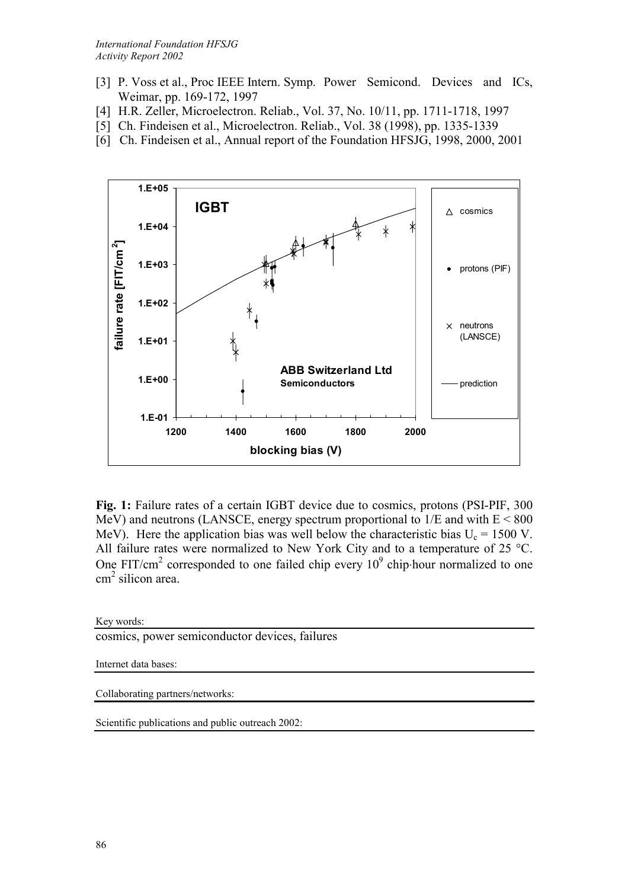[3] P. Voss et al., Proc IEEE Intern. Symp. Power Semicond. Devices and ICs, Weimar, pp. 169-172, 1997

[4] H.R. Zeller, Microelectron. Reliab., Vol. 37, No. 10/11, pp. 1711-1718, 1997

[5] Ch. Findeisen et al., Microelectron. Reliab., Vol. 38 (1998), pp. 1335-1339

[6] Ch. Findeisen et al., Annual report of the Foundation HFSJG, 1998, 2000, 2001

**Fig. 1:** Failure rates of a certain IGBT device due to cosmics, protons (PSI-PIF, 300 MeV) and neutrons (LANSCE, energy spectrum proportional to 1/E and with E < 800 MeV). Here the application bias was well below the characteristic bias $U_c = 1500$ V. All failure rates were normalized to New York City and to a temperature of 25 °C. One FIT/cm$^2$ corresponded to one failed chip every $10^9$ chip·hour normalized to one cm$^2$ silicon area.

Key words:

cosmics, power semiconductor devices, failures

Internet data bases:

Collaborating partners/networks:

Scientific publications and public outreach 2002: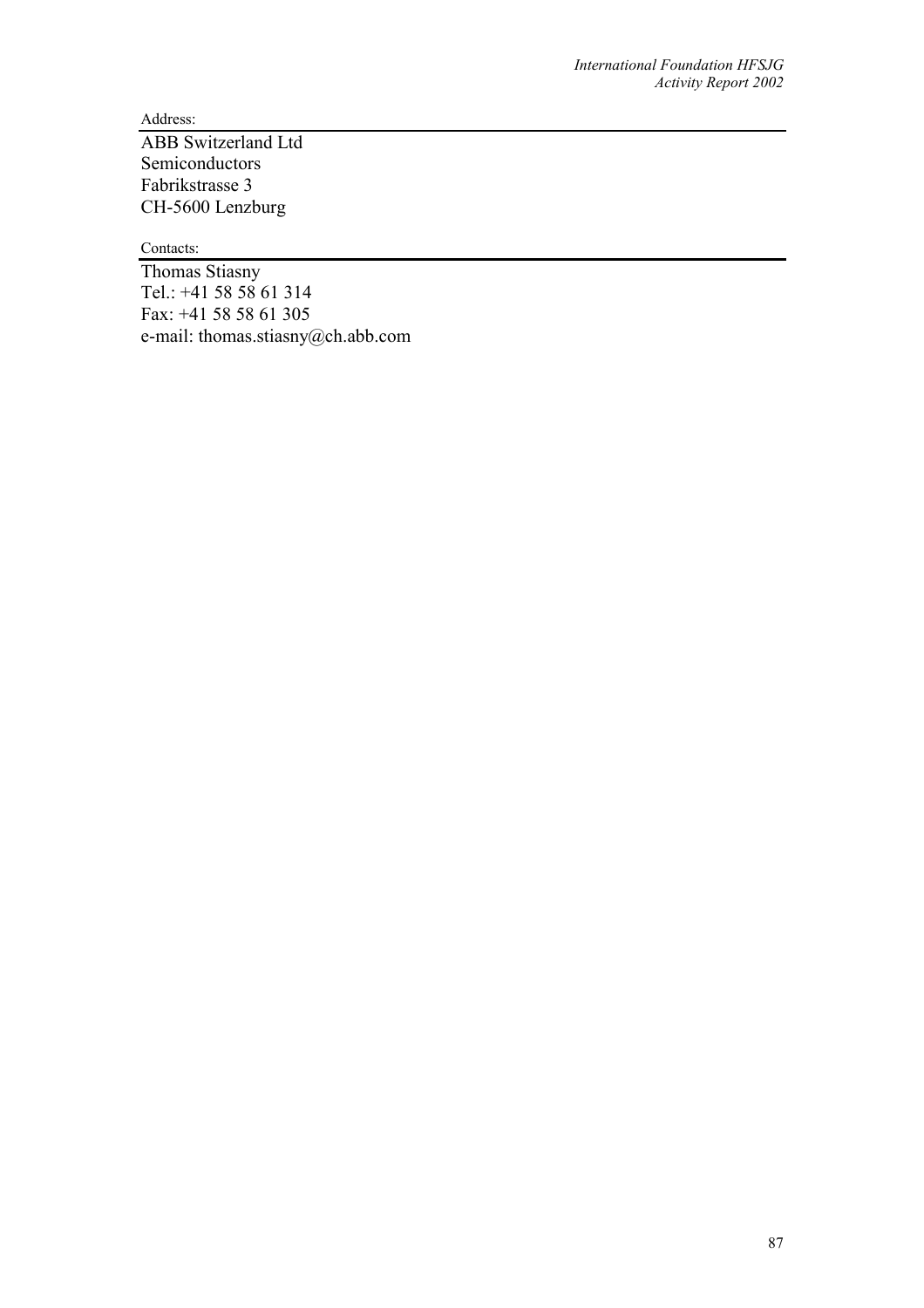Address:

ABB Switzerland Ltd
Semiconductors
Fabrikstrasse 3
CH-5600 Lenzburg

Contacts:

Thomas Stiasny
Tel.: +41 58 58 61 314
Fax: +41 58 58 61 305
e-mail: thomas.stiasny@ch.abb.com